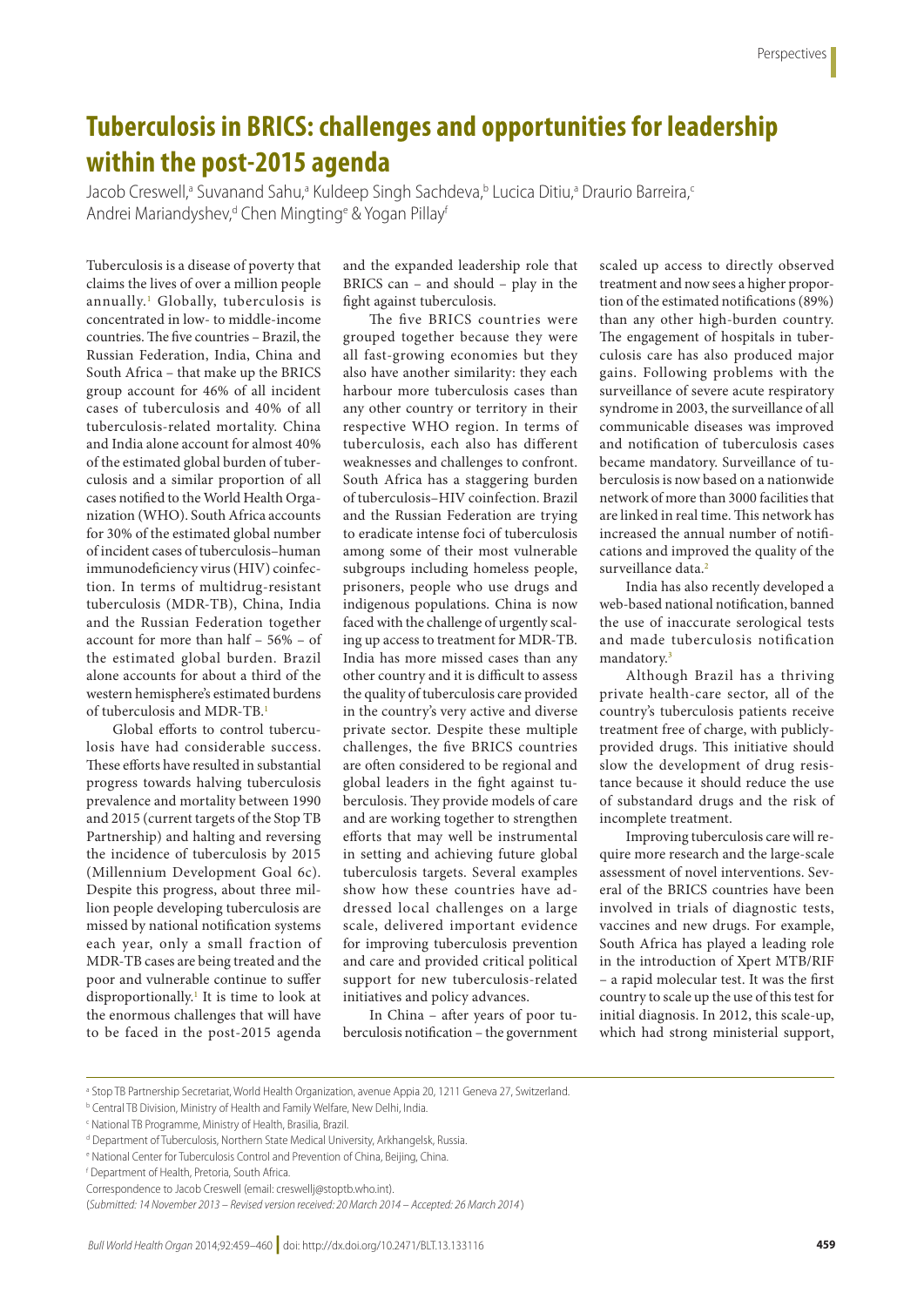# Tuberculosis in BRICS: challenges and opportunities for leadership within the post-2015 agenda

Jacob Creswell,[a] Suvanand Sahu,[a] Kuldeep Singh Sachdeva,[b] Lucica Ditiu,[a] Draurio Barreira,[c] Andrei Mariandyshev,[d] Chen Mingting[e] & Yogan Pillay[f]

Tuberculosis is a disease of poverty that claims the lives of over a million people annually.[1] Globally, tuberculosis is concentrated in low- to middle-income countries. The five countries – Brazil, the Russian Federation, India, China and South Africa – that make up the BRICS group account for 46% of all incident cases of tuberculosis and 40% of all tuberculosis-related mortality. China and India alone account for almost 40% of the estimated global burden of tuberculosis and a similar proportion of all cases notified to the World Health Organization (WHO). South Africa accounts for 30% of the estimated global number of incident cases of tuberculosis–human immunodeficiency virus (HIV) coinfection. In terms of multidrug-resistant tuberculosis (MDR-TB), China, India and the Russian Federation together account for more than half – 56% – of the estimated global burden. Brazil alone accounts for about a third of the western hemisphere's estimated burdens of tuberculosis and MDR-TB.[1]

Global efforts to control tuberculosis have had considerable success. These efforts have resulted in substantial progress towards halving tuberculosis prevalence and mortality between 1990 and 2015 (current targets of the Stop TB Partnership) and halting and reversing the incidence of tuberculosis by 2015 (Millennium Development Goal 6c). Despite this progress, about three million people developing tuberculosis are missed by national notification systems each year, only a small fraction of MDR-TB cases are being treated and the poor and vulnerable continue to suffer disproportionally.[1] It is time to look at the enormous challenges that will have to be faced in the post-2015 agenda and the expanded leadership role that BRICS can – and should – play in the fight against tuberculosis.

The five BRICS countries were grouped together because they were all fast-growing economies but they also have another similarity: they each harbour more tuberculosis cases than any other country or territory in their respective WHO region. In terms of tuberculosis, each also has different weaknesses and challenges to confront. South Africa has a staggering burden of tuberculosis–HIV coinfection. Brazil and the Russian Federation are trying to eradicate intense foci of tuberculosis among some of their most vulnerable subgroups including homeless people, prisoners, people who use drugs and indigenous populations. China is now faced with the challenge of urgently scaling up access to treatment for MDR-TB. India has more missed cases than any other country and it is difficult to assess the quality of tuberculosis care provided in the country's very active and diverse private sector. Despite these multiple challenges, the five BRICS countries are often considered to be regional and global leaders in the fight against tuberculosis. They provide models of care and are working together to strengthen efforts that may well be instrumental in setting and achieving future global tuberculosis targets. Several examples show how these countries have addressed local challenges on a large scale, delivered important evidence for improving tuberculosis prevention and care and provided critical political support for new tuberculosis-related initiatives and policy advances.

In China – after years of poor tuberculosis notification – the government scaled up access to directly observed treatment and now sees a higher proportion of the estimated notifications (89%) than any other high-burden country. The engagement of hospitals in tuberculosis care has also produced major gains. Following problems with the surveillance of severe acute respiratory syndrome in 2003, the surveillance of all communicable diseases was improved and notification of tuberculosis cases became mandatory. Surveillance of tuberculosis is now based on a nationwide network of more than 3000 facilities that are linked in real time. This network has increased the annual number of notifications and improved the quality of the surveillance data.[2]

India has also recently developed a web-based national notification, banned the use of inaccurate serological tests and made tuberculosis notification mandatory.[3]

Although Brazil has a thriving private health-care sector, all of the country's tuberculosis patients receive treatment free of charge, with publicly-provided drugs. This initiative should slow the development of drug resistance because it should reduce the use of substandard drugs and the risk of incomplete treatment.

Improving tuberculosis care will require more research and the large-scale assessment of novel interventions. Several of the BRICS countries have been involved in trials of diagnostic tests, vaccines and new drugs. For example, South Africa has played a leading role in the introduction of Xpert MTB/RIF – a rapid molecular test. It was the first country to scale up the use of this test for initial diagnosis. In 2012, this scale-up, which had strong ministerial support,

[a] Stop TB Partnership Secretariat, World Health Organization, avenue Appia 20, 1211 Geneva 27, Switzerland.

[b] Central TB Division, Ministry of Health and Family Welfare, New Delhi, India.

[c] National TB Programme, Ministry of Health, Brasilia, Brazil.

[d] Department of Tuberculosis, Northern State Medical University, Arkhangelsk, Russia.

[e] National Center for Tuberculosis Control and Prevention of China, Beijing, China.

[f] Department of Health, Pretoria, South Africa.

Correspondence to Jacob Creswell (email: creswellj@stoptb.who.int).

(*Submitted: 14 November 2013 – Revised version received: 20 March 2014 – Accepted: 26 March 2014*)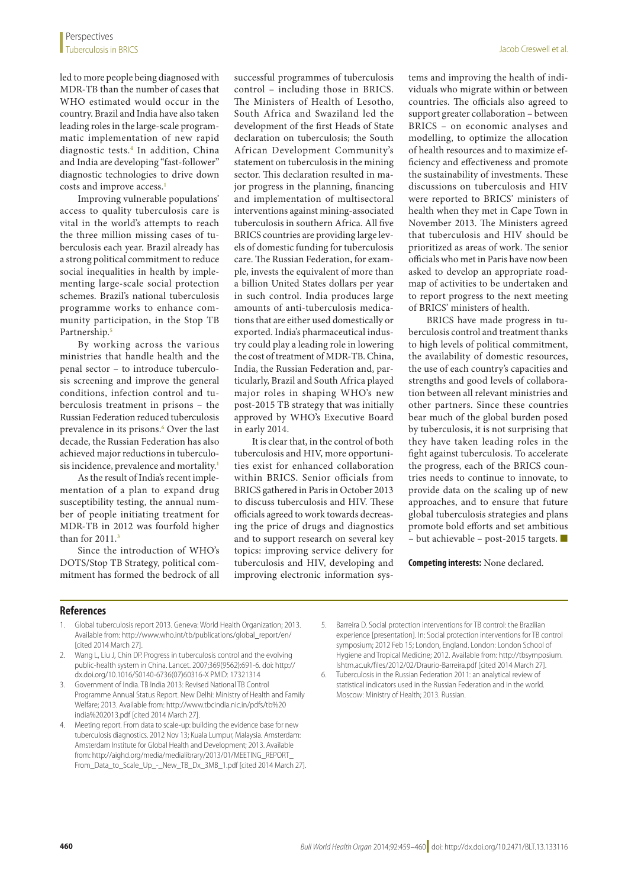led to more people being diagnosed with MDR-TB than the number of cases that WHO estimated would occur in the country. Brazil and India have also taken leading roles in the large-scale programmatic implementation of new rapid diagnostic tests.[4] In addition, China and India are developing "fast-follower" diagnostic technologies to drive down costs and improve access.[1]

Improving vulnerable populations' access to quality tuberculosis care is vital in the world's attempts to reach the three million missing cases of tuberculosis each year. Brazil already has a strong political commitment to reduce social inequalities in health by implementing large-scale social protection schemes. Brazil's national tuberculosis programme works to enhance community participation, in the Stop TB Partnership.[5]

By working across the various ministries that handle health and the penal sector – to introduce tuberculosis screening and improve the general conditions, infection control and tuberculosis treatment in prisons – the Russian Federation reduced tuberculosis prevalence in its prisons.[6] Over the last decade, the Russian Federation has also achieved major reductions in tuberculosis incidence, prevalence and mortality.[1]

As the result of India's recent implementation of a plan to expand drug susceptibility testing, the annual number of people initiating treatment for MDR-TB in 2012 was fourfold higher than for 2011.[3]

Since the introduction of WHO's DOTS/Stop TB Strategy, political commitment has formed the bedrock of all successful programmes of tuberculosis control – including those in BRICS. The Ministers of Health of Lesotho, South Africa and Swaziland led the development of the first Heads of State declaration on tuberculosis; the South African Development Community's statement on tuberculosis in the mining sector. This declaration resulted in major progress in the planning, financing and implementation of multisectoral interventions against mining-associated tuberculosis in southern Africa. All five BRICS countries are providing large levels of domestic funding for tuberculosis care. The Russian Federation, for example, invests the equivalent of more than a billion United States dollars per year in such control. India produces large amounts of anti-tuberculosis medications that are either used domestically or exported. India's pharmaceutical industry could play a leading role in lowering the cost of treatment of MDR-TB. China, India, the Russian Federation and, particularly, Brazil and South Africa played major roles in shaping WHO's new post-2015 TB strategy that was initially approved by WHO's Executive Board in early 2014.

It is clear that, in the control of both tuberculosis and HIV, more opportunities exist for enhanced collaboration within BRICS. Senior officials from BRICS gathered in Paris in October 2013 to discuss tuberculosis and HIV. These officials agreed to work towards decreasing the price of drugs and diagnostics and to support research on several key topics: improving service delivery for tuberculosis and HIV, developing and improving electronic information systems and improving the health of individuals who migrate within or between countries. The officials also agreed to support greater collaboration – between BRICS – on economic analyses and modelling, to optimize the allocation of health resources and to maximize efficiency and effectiveness and promote the sustainability of investments. These discussions on tuberculosis and HIV were reported to BRICS' ministers of health when they met in Cape Town in November 2013. The Ministers agreed that tuberculosis and HIV should be prioritized as areas of work. The senior officials who met in Paris have now been asked to develop an appropriate roadmap of activities to be undertaken and to report progress to the next meeting of BRICS' ministers of health.

BRICS have made progress in tuberculosis control and treatment thanks to high levels of political commitment, the availability of domestic resources, the use of each country's capacities and strengths and good levels of collaboration between all relevant ministries and other partners. Since these countries bear much of the global burden posed by tuberculosis, it is not surprising that they have taken leading roles in the fight against tuberculosis. To accelerate the progress, each of the BRICS countries needs to continue to innovate, to provide data on the scaling up of new approaches, and to ensure that future global tuberculosis strategies and plans promote bold efforts and set ambitious – but achievable – post-2015 targets. ■

**Competing interests:** None declared.

## References

1. Global tuberculosis report 2013. Geneva: World Health Organization; 2013. Available from: http://www.who.int/tb/publications/global_report/en/ [cited 2014 March 27].
2. Wang L, Liu J, Chin DP. Progress in tuberculosis control and the evolving public-health system in China. Lancet. 2007;369(9562):691-6. doi: http://dx.doi.org/10.1016/S0140-6736(07)60316-X PMID: 17321314
3. Government of India. TB India 2013: Revised National TB Control Programme Annual Status Report. New Delhi: Ministry of Health and Family Welfare; 2013. Available from: http://www.tbcindia.nic.in/pdfs/tb%20india%202013.pdf [cited 2014 March 27].
4. Meeting report. From data to scale-up: building the evidence base for new tuberculosis diagnostics. 2012 Nov 13; Kuala Lumpur, Malaysia. Amsterdam: Amsterdam Institute for Global Health and Development; 2013. Available from: http://aighd.org/media/medialibrary/2013/01/MEETING_REPORT_From_Data_to_Scale_Up_-_New_TB_Dx_3MB_1.pdf [cited 2014 March 27].
5. Barreira D. Social protection interventions for TB control: the Brazilian experience [presentation]. In: Social protection interventions for TB control symposium; 2012 Feb 15; London, England. London: London School of Hygiene and Tropical Medicine; 2012. Available from: http://tbsymposium.lshtm.ac.uk/files/2012/02/Draurio-Barreira.pdf [cited 2014 March 27].
6. Tuberculosis in the Russian Federation 2011: an analytical review of statistical indicators used in the Russian Federation and in the world. Moscow: Ministry of Health; 2013. Russian.